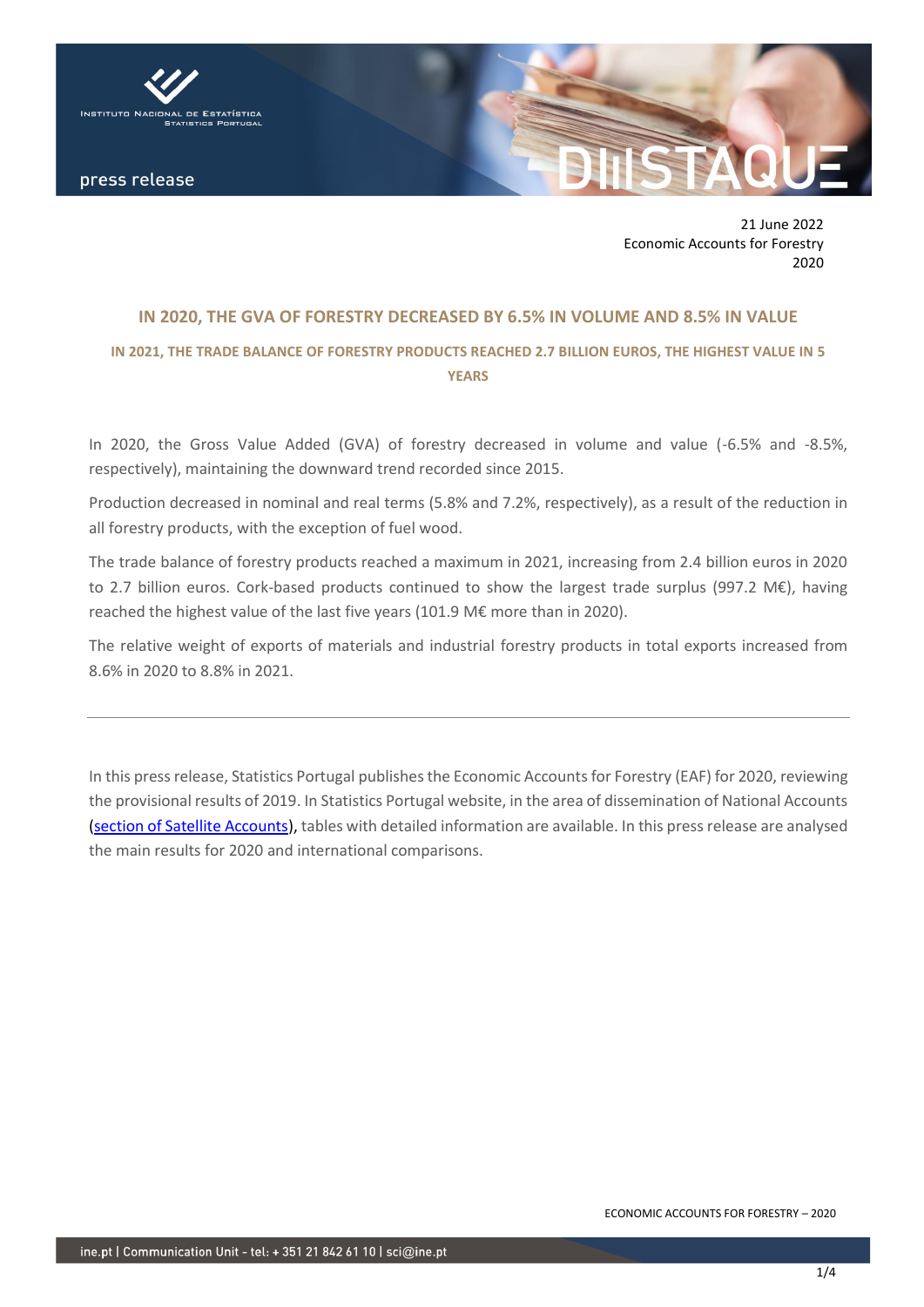press release

21 June 2022
Economic Accounts for Forestry
2020

## IN 2020, THE GVA OF FORESTRY DECREASED BY 6.5% IN VOLUME AND 8.5% IN VALUE

### IN 2021, THE TRADE BALANCE OF FORESTRY PRODUCTS REACHED 2.7 BILLION EUROS, THE HIGHEST VALUE IN 5 YEARS

In 2020, the Gross Value Added (GVA) of forestry decreased in volume and value (-6.5% and -8.5%, respectively), maintaining the downward trend recorded since 2015.

Production decreased in nominal and real terms (5.8% and 7.2%, respectively), as a result of the reduction in all forestry products, with the exception of fuel wood.

The trade balance of forestry products reached a maximum in 2021, increasing from 2.4 billion euros in 2020 to 2.7 billion euros. Cork-based products continued to show the largest trade surplus (997.2 M€), having reached the highest value of the last five years (101.9 M€ more than in 2020).

The relative weight of exports of materials and industrial forestry products in total exports increased from 8.6% in 2020 to 8.8% in 2021.

---

In this press release, Statistics Portugal publishes the Economic Accounts for Forestry (EAF) for 2020, reviewing the provisional results of 2019. In Statistics Portugal website, in the area of dissemination of National Accounts (section of Satellite Accounts), tables with detailed information are available. In this press release are analysed the main results for 2020 and international comparisons.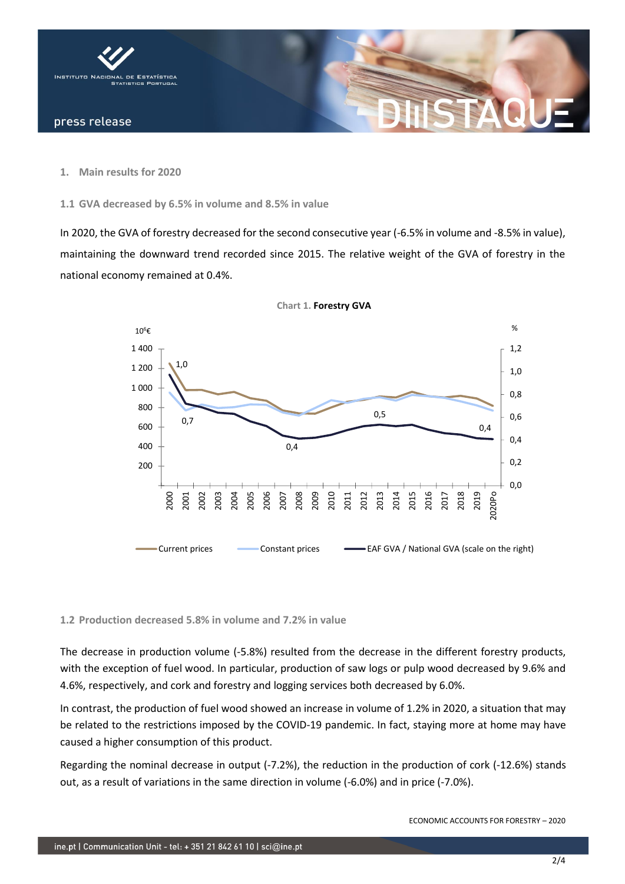## 1. Main results for 2020

### 1.1 GVA decreased by 6.5% in volume and 8.5% in value

In 2020, the GVA of forestry decreased for the second consecutive year (-6.5% in volume and -8.5% in value), maintaining the downward trend recorded since 2015. The relative weight of the GVA of forestry in the national economy remained at 0.4%.

Chart 1. **Forestry GVA**

### 1.2 Production decreased 5.8% in volume and 7.2% in value

The decrease in production volume (-5.8%) resulted from the decrease in the different forestry products, with the exception of fuel wood. In particular, production of saw logs or pulp wood decreased by 9.6% and 4.6%, respectively, and cork and forestry and logging services both decreased by 6.0%.

In contrast, the production of fuel wood showed an increase in volume of 1.2% in 2020, a situation that may be related to the restrictions imposed by the COVID-19 pandemic. In fact, staying more at home may have caused a higher consumption of this product.

Regarding the nominal decrease in output (-7.2%), the reduction in the production of cork (-12.6%) stands out, as a result of variations in the same direction in volume (-6.0%) and in price (-7.0%).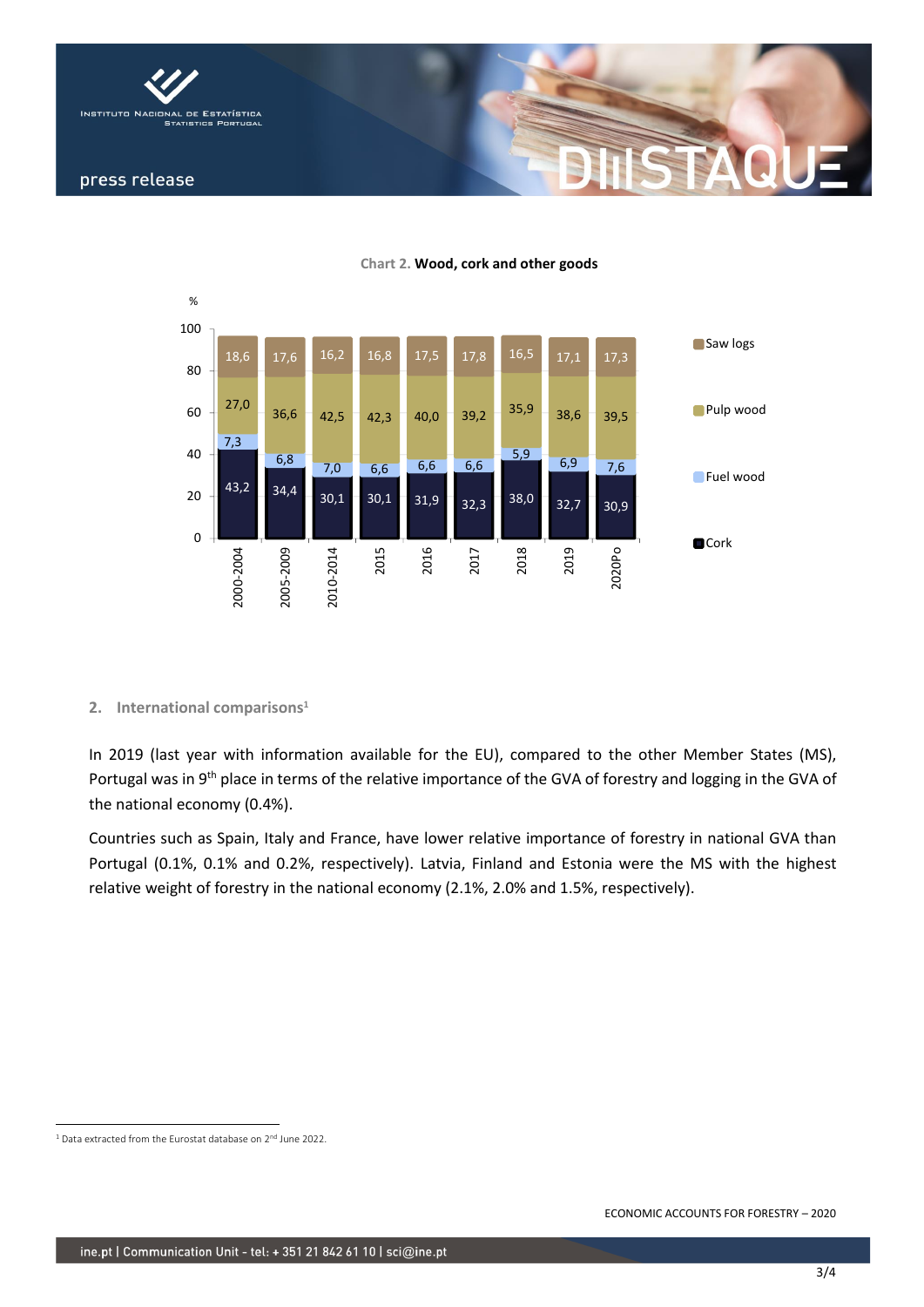**Chart 2. Wood, cork and other goods**

| % | 2000-2004 | 2005-2009 | 2010-2014 | 2015 | 2016 | 2017 | 2018 | 2019 | 2020Po |
|---|---|---|---|---|---|---|---|---|---|
| Saw logs | 18,6 | 17,6 | 16,2 | 16,8 | 17,5 | 17,8 | 16,5 | 17,1 | 17,3 |
| Pulp wood | 27,0 | 36,6 | 42,5 | 42,3 | 40,0 | 39,2 | 35,9 | 38,6 | 39,5 |
| Fuel wood | 7,3 | 6,8 | 7,0 | 6,6 | 6,6 | 6,6 | 5,9 | 6,9 | 7,6 |
| Cork | 43,2 | 34,4 | 30,1 | 30,1 | 31,9 | 32,3 | 38,0 | 32,7 | 30,9 |

## 2. International comparisons[1]

In 2019 (last year with information available for the EU), compared to the other Member States (MS), Portugal was in 9th place in terms of the relative importance of the GVA of forestry and logging in the GVA of the national economy (0.4%).

Countries such as Spain, Italy and France, have lower relative importance of forestry in national GVA than Portugal (0.1%, 0.1% and 0.2%, respectively). Latvia, Finland and Estonia were the MS with the highest relative weight of forestry in the national economy (2.1%, 2.0% and 1.5%, respectively).

[1] Data extracted from the Eurostat database on 2nd June 2022.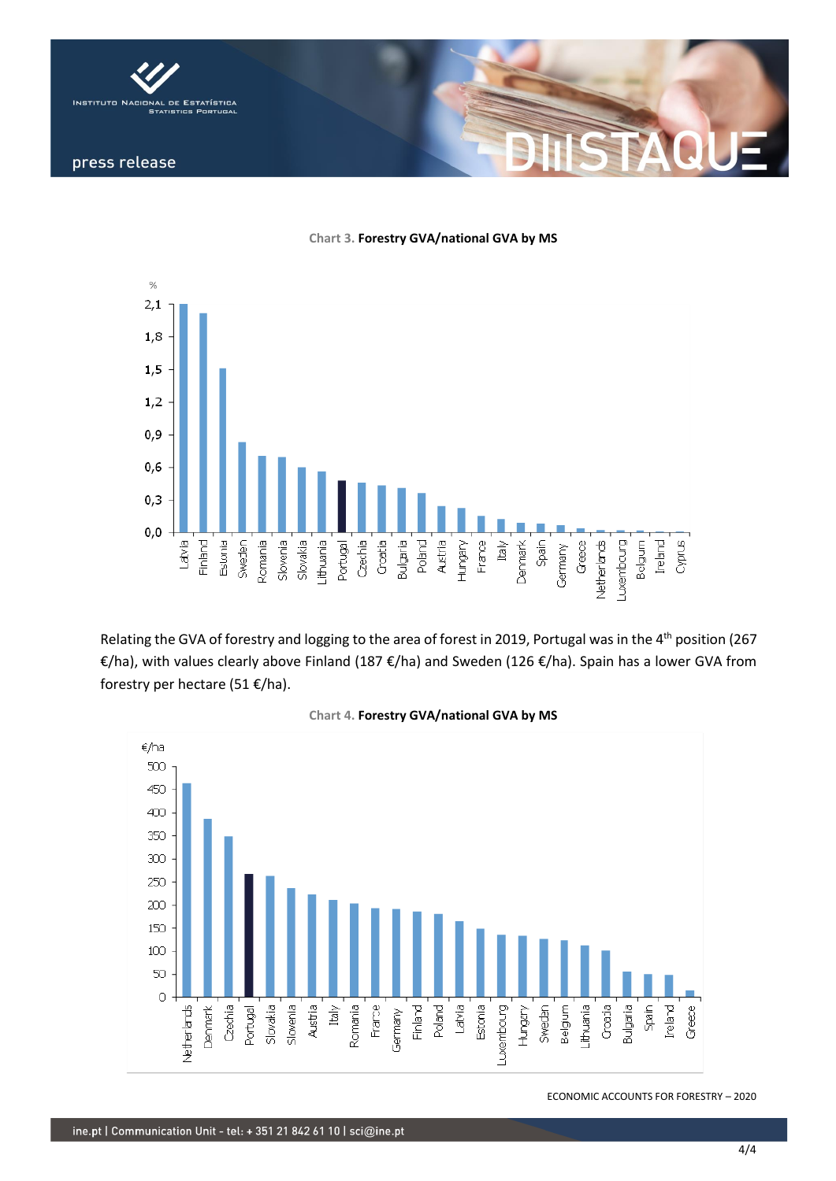**Chart 3. Forestry GVA/national GVA by MS**

%

2,1
1,8
1,5
1,2
0,9
0,6
0,3
0,0

Latvia, Finland, Estonia, Sweden, Romania, Slovenia, Slovakia, Lithuania, Portugal, Czechia, Croatia, Bulgaria, Poland, Austria, Hungary, France, Italy, Denmark, Spain, Germany, Greece, Netherlands, Luxembourg, Belgium, Ireland, Cyprus

Relating the GVA of forestry and logging to the area of forest in 2019, Portugal was in the 4th position (267 €/ha), with values clearly above Finland (187 €/ha) and Sweden (126 €/ha). Spain has a lower GVA from forestry per hectare (51 €/ha).

**Chart 4. Forestry GVA/national GVA by MS**

€/ha

500
450
400
350
300
250
200
150
100
50
0

Netherlands, Denmark, Czechia, Portugal, Slovakia, Slovenia, Austria, Italy, Romania, France, Germany, Finland, Poland, Latvia, Estonia, Luxembourg, Hungary, Sweden, Belgium, Lithuania, Croatia, Bulgaria, Spain, Ireland, Greece

ECONOMIC ACCOUNTS FOR FORESTRY – 2020